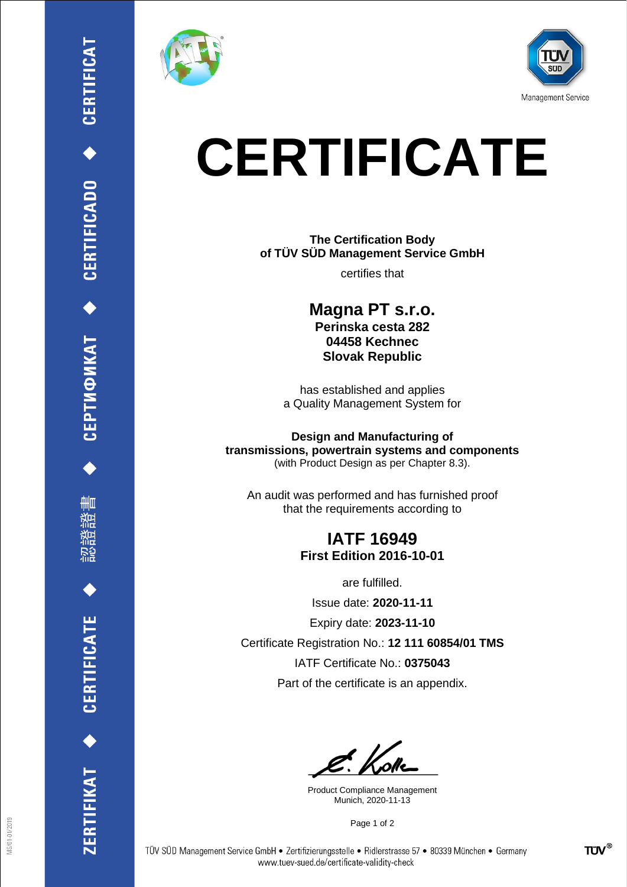Management Service

# CERTIFICATE

**The Certification Body**
**of TÜV SÜD Management Service GmbH**

certifies that

## Magna PT s.r.o.

**Perinska cesta 282**
**04458 Kechnec**
**Slovak Republic**

has established and applies
a Quality Management System for

**Design and Manufacturing of**
**transmissions, powertrain systems and components**
(with Product Design as per Chapter 8.3).

An audit was performed and has furnished proof
that the requirements according to

## IATF 16949

**First Edition 2016-10-01**

are fulfilled.

Issue date: **2020-11-11**

Expiry date: **2023-11-10**

Certificate Registration No.: **12 111 60854/01 TMS**

IATF Certificate No.: **0375043**

Part of the certificate is an appendix.

Product Compliance Management
Munich, 2020-11-13

TÜV SÜD Management Service GmbH • Zertifizierungsstelle • Ridlerstrasse 57 • 80339 München • Germany
www.tuev-sued.de/certificate-validity-check

ZERTIFIKAT ◆ CERTIFICATE ◆ 認證證書 ◆ СЕРТИФИКАТ ◆ CERTIFICADO ◆ CERTIFICAT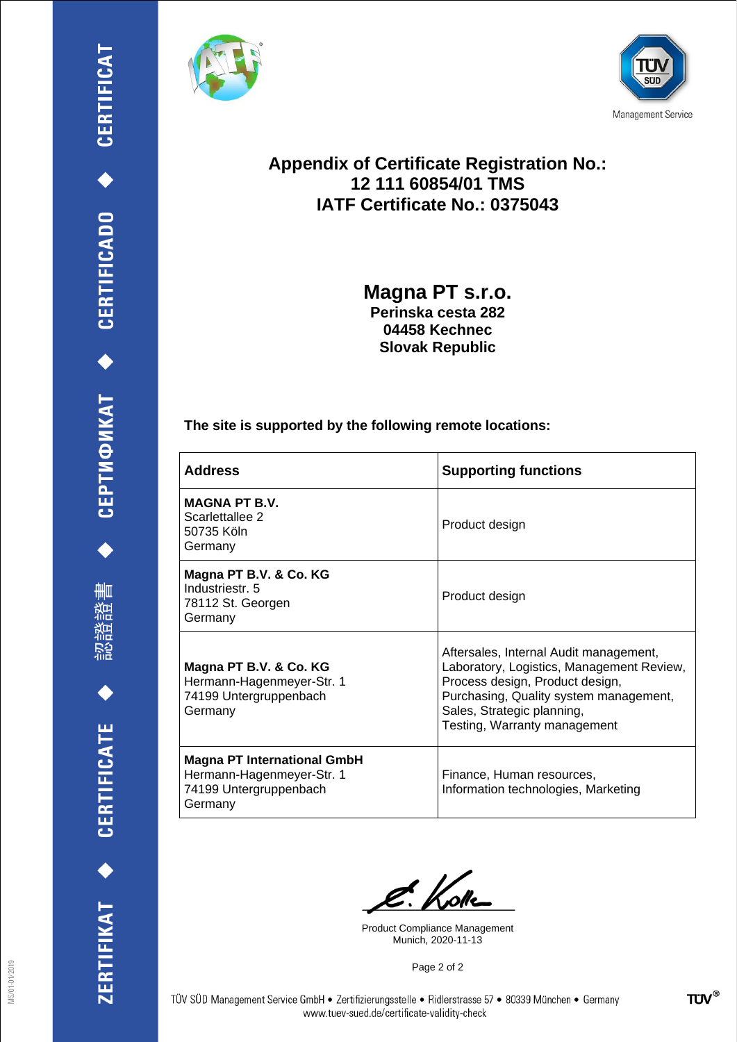**Appendix of Certificate Registration No.: 12 111 60854/01 TMS**
**IATF Certificate No.: 0375043**

## Magna PT s.r.o.

**Perinska cesta 282**
**04458 Kechnec**
**Slovak Republic**

**The site is supported by the following remote locations:**

| Address | Supporting functions |
|---|---|
| **MAGNA PT B.V.**<br>Scarlettallee 2<br>50735 Köln<br>Germany | Product design |
| **Magna PT B.V. & Co. KG**<br>Industriestr. 5<br>78112 St. Georgen<br>Germany | Product design |
| **Magna PT B.V. & Co. KG**<br>Hermann-Hagenmeyer-Str. 1<br>74199 Untergruppenbach<br>Germany | Aftersales, Internal Audit management, Laboratory, Logistics, Management Review, Process design, Product design, Purchasing, Quality system management, Sales, Strategic planning, Testing, Warranty management |
| **Magna PT International GmbH**<br>Hermann-Hagenmeyer-Str. 1<br>74199 Untergruppenbach<br>Germany | Finance, Human resources, Information technologies, Marketing |

Product Compliance Management
Munich, 2020-11-13

TÜV SÜD Management Service GmbH • Zertifizierungsstelle • Ridlerstrasse 57 • 80339 München • Germany
www.tuev-sued.de/certificate-validity-check